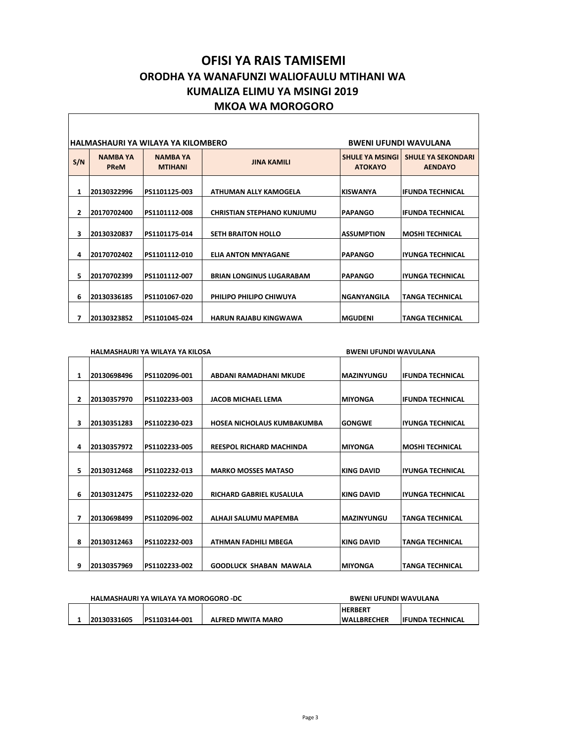# OFISI YA RAIS TAMISEMI

## ORODHA YA WANAFUNZI WALIOFAULU MTIHANI WA KUMALIZA ELIMU YA MSINGI 2019

## MKOA WA MOROGORO

**HALMASHAURI YA WILAYA YA KILOMBERO** — **BWENI UFUNDI WAVULANA**

| S/N | NAMBA YA PReM | NAMBA YA MTIHANI | JINA KAMILI | SHULE YA MSINGI ATOKAYO | SHULE YA SEKONDARI AENDAYO |
|---|---|---|---|---|---|
| 1 | 20130322996 | PS1101125-003 | ATHUMAN ALLY KAMOGELA | KISWANYA | IFUNDA TECHNICAL |
| 2 | 20170702400 | PS1101112-008 | CHRISTIAN STEPHANO KUNJUMU | PAPANGO | IFUNDA TECHNICAL |
| 3 | 20130320837 | PS1101175-014 | SETH BRAITON HOLLO | ASSUMPTION | MOSHI TECHNICAL |
| 4 | 20170702402 | PS1101112-010 | ELIA ANTON MNYAGANE | PAPANGO | IYUNGA TECHNICAL |
| 5 | 20170702399 | PS1101112-007 | BRIAN LONGINUS LUGARABAM | PAPANGO | IYUNGA TECHNICAL |
| 6 | 20130336185 | PS1101067-020 | PHILIPO PHILIPO CHIWUYA | NGANYANGILA | TANGA TECHNICAL |
| 7 | 20130323852 | PS1101045-024 | HARUN RAJABU KINGWAWA | MGUDENI | TANGA TECHNICAL |

**HALMASHAURI YA WILAYA YA KILOSA** — **BWENI UFUNDI WAVULANA**

| S/N | NAMBA YA PReM | NAMBA YA MTIHANI | JINA KAMILI | SHULE YA MSINGI ATOKAYO | SHULE YA SEKONDARI AENDAYO |
|---|---|---|---|---|---|
| 1 | 20130698496 | PS1102096-001 | ABDANI RAMADHANI MKUDE | MAZINYUNGU | IFUNDA TECHNICAL |
| 2 | 20130357970 | PS1102233-003 | JACOB MICHAEL LEMA | MIYONGA | IFUNDA TECHNICAL |
| 3 | 20130351283 | PS1102230-023 | HOSEA NICHOLAUS KUMBAKUMBA | GONGWE | IYUNGA TECHNICAL |
| 4 | 20130357972 | PS1102233-005 | REESPOL RICHARD MACHINDA | MIYONGA | MOSHI TECHNICAL |
| 5 | 20130312468 | PS1102232-013 | MARKO MOSSES MATASO | KING DAVID | IYUNGA TECHNICAL |
| 6 | 20130312475 | PS1102232-020 | RICHARD GABRIEL KUSALULA | KING DAVID | IYUNGA TECHNICAL |
| 7 | 20130698499 | PS1102096-002 | ALHAJI SALUMU MAPEMBA | MAZINYUNGU | TANGA TECHNICAL |
| 8 | 20130312463 | PS1102232-003 | ATHMAN FADHILI MBEGA | KING DAVID | TANGA TECHNICAL |
| 9 | 20130357969 | PS1102233-002 | GOODLUCK SHABAN MAWALA | MIYONGA | TANGA TECHNICAL |

**HALMASHAURI YA WILAYA YA MOROGORO -DC** — **BWENI UFUNDI WAVULANA**

| S/N | NAMBA YA PReM | NAMBA YA MTIHANI | JINA KAMILI | SHULE YA MSINGI ATOKAYO | SHULE YA SEKONDARI AENDAYO |
|---|---|---|---|---|---|
| 1 | 20130331605 | PS1103144-001 | ALFRED MWITA MARO | HERBERT WALLBRECHER | IFUNDA TECHNICAL |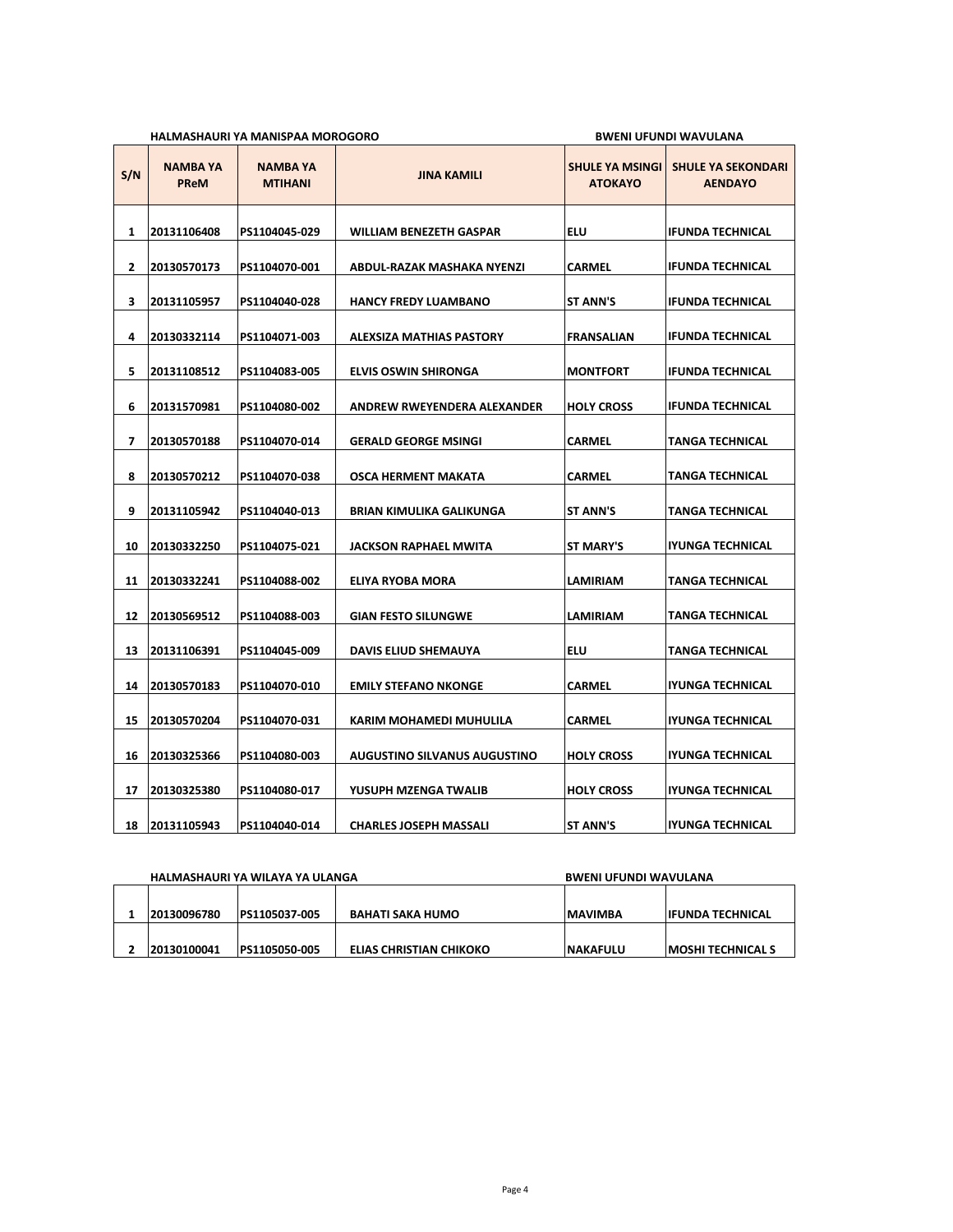**HALMASHAURI YA MANISPAA MOROGORO** **BWENI UFUNDI WAVULANA**

| S/N | NAMBA YA PReM | NAMBA YA MTIHANI | JINA KAMILI | SHULE YA MSINGI ATOKAYO | SHULE YA SEKONDARI AENDAYO |
|---|---|---|---|---|---|
| 1 | 20131106408 | PS1104045-029 | WILLIAM BENEZETH GASPAR | ELU | IFUNDA TECHNICAL |
| 2 | 20130570173 | PS1104070-001 | ABDUL-RAZAK MASHAKA NYENZI | CARMEL | IFUNDA TECHNICAL |
| 3 | 20131105957 | PS1104040-028 | HANCY FREDY LUAMBANO | ST ANN'S | IFUNDA TECHNICAL |
| 4 | 20130332114 | PS1104071-003 | ALEXSIZA MATHIAS PASTORY | FRANSALIAN | IFUNDA TECHNICAL |
| 5 | 20131108512 | PS1104083-005 | ELVIS OSWIN SHIRONGA | MONTFORT | IFUNDA TECHNICAL |
| 6 | 20131570981 | PS1104080-002 | ANDREW RWEYENDERA ALEXANDER | HOLY CROSS | IFUNDA TECHNICAL |
| 7 | 20130570188 | PS1104070-014 | GERALD GEORGE MSINGI | CARMEL | TANGA TECHNICAL |
| 8 | 20130570212 | PS1104070-038 | OSCA HERMENT MAKATA | CARMEL | TANGA TECHNICAL |
| 9 | 20131105942 | PS1104040-013 | BRIAN KIMULIKA GALIKUNGA | ST ANN'S | TANGA TECHNICAL |
| 10 | 20130332250 | PS1104075-021 | JACKSON RAPHAEL MWITA | ST MARY'S | IYUNGA TECHNICAL |
| 11 | 20130332241 | PS1104088-002 | ELIYA RYOBA MORA | LAMIRIAM | TANGA TECHNICAL |
| 12 | 20130569512 | PS1104088-003 | GIAN FESTO SILUNGWE | LAMIRIAM | TANGA TECHNICAL |
| 13 | 20131106391 | PS1104045-009 | DAVIS ELIUD SHEMAUYA | ELU | TANGA TECHNICAL |
| 14 | 20130570183 | PS1104070-010 | EMILY STEFANO NKONGE | CARMEL | IYUNGA TECHNICAL |
| 15 | 20130570204 | PS1104070-031 | KARIM MOHAMEDI MUHULILA | CARMEL | IYUNGA TECHNICAL |
| 16 | 20130325366 | PS1104080-003 | AUGUSTINO SILVANUS AUGUSTINO | HOLY CROSS | IYUNGA TECHNICAL |
| 17 | 20130325380 | PS1104080-017 | YUSUPH MZENGA TWALIB | HOLY CROSS | IYUNGA TECHNICAL |
| 18 | 20131105943 | PS1104040-014 | CHARLES JOSEPH MASSALI | ST ANN'S | IYUNGA TECHNICAL |

**HALMASHAURI YA WILAYA YA ULANGA** **BWENI UFUNDI WAVULANA**

| S/N | NAMBA YA PReM | NAMBA YA MTIHANI | JINA KAMILI | SHULE YA MSINGI ATOKAYO | SHULE YA SEKONDARI AENDAYO |
|---|---|---|---|---|---|
| 1 | 20130096780 | PS1105037-005 | BAHATI SAKA HUMO | MAVIMBA | IFUNDA TECHNICAL |
| 2 | 20130100041 | PS1105050-005 | ELIAS CHRISTIAN CHIKOKO | NAKAFULU | MOSHI TECHNICAL S |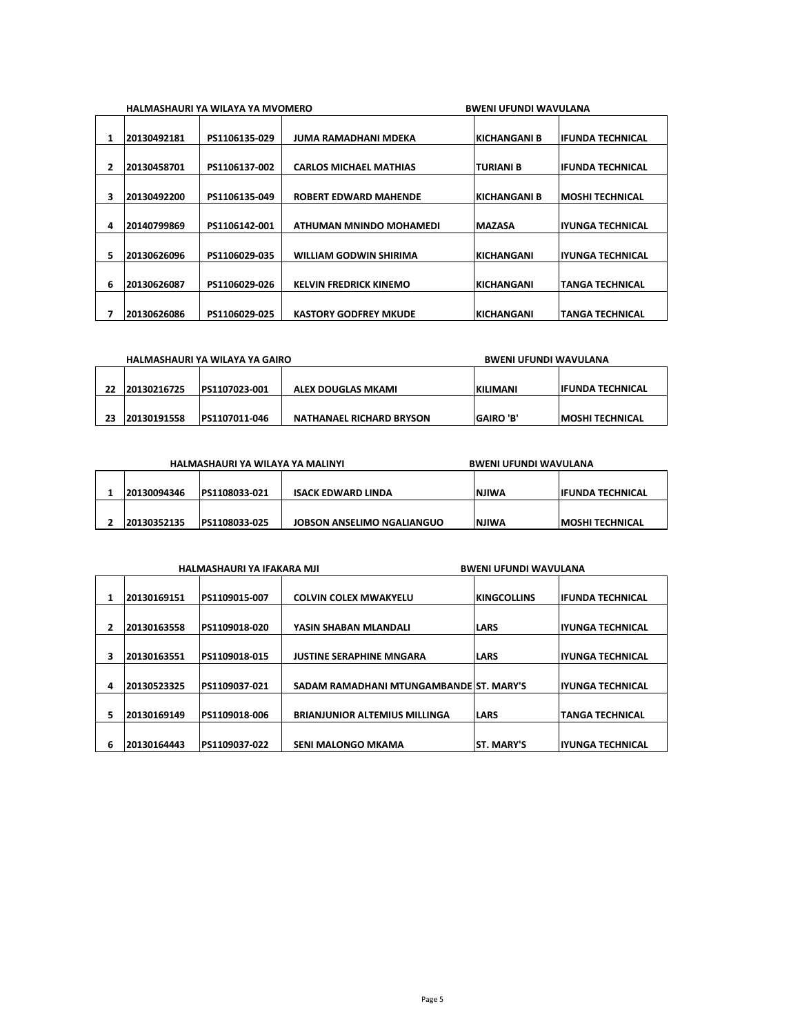**HALMASHAURI YA WILAYA YA MVOMERO** — **BWENI UFUNDI WAVULANA**

| | | | | | |
|---|---|---|---|---|---|
| 1 | 20130492181 | PS1106135-029 | JUMA RAMADHANI MDEKA | KICHANGANI B | IFUNDA TECHNICAL |
| 2 | 20130458701 | PS1106137-002 | CARLOS MICHAEL MATHIAS | TURIANI B | IFUNDA TECHNICAL |
| 3 | 20130492200 | PS1106135-049 | ROBERT EDWARD MAHENDE | KICHANGANI B | MOSHI TECHNICAL |
| 4 | 20140799869 | PS1106142-001 | ATHUMAN MNINDO MOHAMEDI | MAZASA | IYUNGA TECHNICAL |
| 5 | 20130626096 | PS1106029-035 | WILLIAM GODWIN SHIRIMA | KICHANGANI | IYUNGA TECHNICAL |
| 6 | 20130626087 | PS1106029-026 | KELVIN FREDRICK KINEMO | KICHANGANI | TANGA TECHNICAL |
| 7 | 20130626086 | PS1106029-025 | KASTORY GODFREY MKUDE | KICHANGANI | TANGA TECHNICAL |

**HALMASHAURI YA WILAYA YA GAIRO** — **BWENI UFUNDI WAVULANA**

| | | | | | |
|---|---|---|---|---|---|
| 22 | 20130216725 | PS1107023-001 | ALEX DOUGLAS MKAMI | KILIMANI | IFUNDA TECHNICAL |
| 23 | 20130191558 | PS1107011-046 | NATHANAEL RICHARD BRYSON | GAIRO 'B' | MOSHI TECHNICAL |

**HALMASHAURI YA WILAYA YA MALINYI** — **BWENI UFUNDI WAVULANA**

| | | | | | |
|---|---|---|---|---|---|
| 1 | 20130094346 | PS1108033-021 | ISACK EDWARD LINDA | NJIWA | IFUNDA TECHNICAL |
| 2 | 20130352135 | PS1108033-025 | JOBSON ANSELIMO NGALIANGUO | NJIWA | MOSHI TECHNICAL |

**HALMASHAURI YA IFAKARA MJI** — **BWENI UFUNDI WAVULANA**

| | | | | | |
|---|---|---|---|---|---|
| 1 | 20130169151 | PS1109015-007 | COLVIN COLEX MWAKYELU | KINGCOLLINS | IFUNDA TECHNICAL |
| 2 | 20130163558 | PS1109018-020 | YASIN SHABAN MLANDALI | LARS | IYUNGA TECHNICAL |
| 3 | 20130163551 | PS1109018-015 | JUSTINE SERAPHINE MNGARA | LARS | IYUNGA TECHNICAL |
| 4 | 20130523325 | PS1109037-021 | SADAM RAMADHANI MTUNGAMBANDE | ST. MARY'S | IYUNGA TECHNICAL |
| 5 | 20130169149 | PS1109018-006 | BRIANJUNIOR ALTEMIUS MILLINGA | LARS | TANGA TECHNICAL |
| 6 | 20130164443 | PS1109037-022 | SENI MALONGO MKAMA | ST. MARY'S | IYUNGA TECHNICAL |